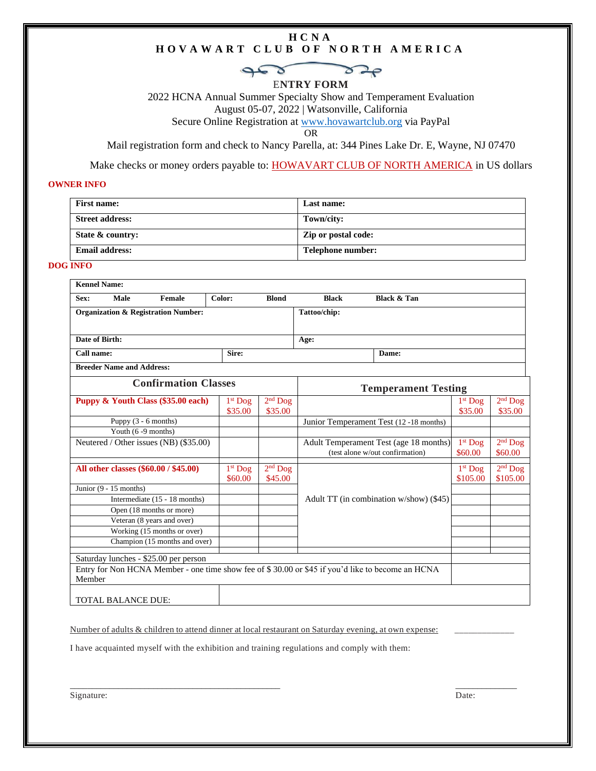# HCNA
# HOVAWART CLUB OF NORTH AMERICA

## ENTRY FORM

2022 HCNA Annual Summer Specialty Show and Temperament Evaluation
August 05-07, 2022 | Watsonville, California
Secure Online Registration at www.hovawartclub.org via PayPal
OR
Mail registration form and check to Nancy Parella, at: 344 Pines Lake Dr. E, Wayne, NJ 07470

Make checks or money orders payable to: HOWAVART CLUB OF NORTH AMERICA in US dollars

**OWNER INFO**

| **First name:** | **Last name:** |
|---|---|
| **Street address:** | **Town/city:** |
| **State & country:** | **Zip or postal code:** |
| **Email address:** | **Telephone number:** |

**DOG INFO**

| **Kennel Name:** | | | | | |
|---|---|---|---|---|---|
| **Sex:** **Male** **Female** | **Color:** **Blond** **Black** **Black & Tan** | | | | |
| **Organization & Registration Number:** | | | **Tattoo/chip:** | | |
| **Date of Birth:** | | | **Age:** | | |
| **Call name:** | **Sire:** | | | **Dame:** | |
| **Breeder Name and Address:** | | | | | |

| Confirmation Classes | | | Temperament Testing | | |
|---|---|---|---|---|---|
| **Puppy & Youth Class ($35.00 each)** | 1st Dog $35.00 | 2nd Dog $35.00 | | 1st Dog $35.00 | 2nd Dog $35.00 |
| Puppy (3 - 6 months) | | | Junior Temperament Test (12 -18 months) | | |
| Youth (6 -9 months) | | | | | |
| Neutered / Other issues (NB) ($35.00) | | | Adult Temperament Test (age 18 months) (test alone w/out confirmation) | 1st Dog $60.00 | 2nd Dog $60.00 |
| **All other classes ($60.00 / $45.00)** | 1st Dog $60.00 | 2nd Dog $45.00 | | 1st Dog $105.00 | 2nd Dog $105.00 |
| Junior (9 - 15 months) | | | Adult TT (in combination w/show) ($45) | | |
| Intermediate (15 - 18 months) | | | | | |
| Open (18 months or more) | | | | | |
| Veteran (8 years and over) | | | | | |
| Working (15 months or over) | | | | | |
| Champion (15 months and over) | | | | | |
| Saturday lunches - $25.00 per person | | | | | |
| Entry for Non HCNA Member - one time show fee of $ 30.00 or $45 if you'd like to become an HCNA Member | | | | | |
| TOTAL BALANCE DUE: | | | | | |

Number of adults & children to attend dinner at local restaurant on Saturday evening, at own expense: ____________

I have acquainted myself with the exhibition and training regulations and comply with them:

_____________________________________________ ____________

Signature: Date: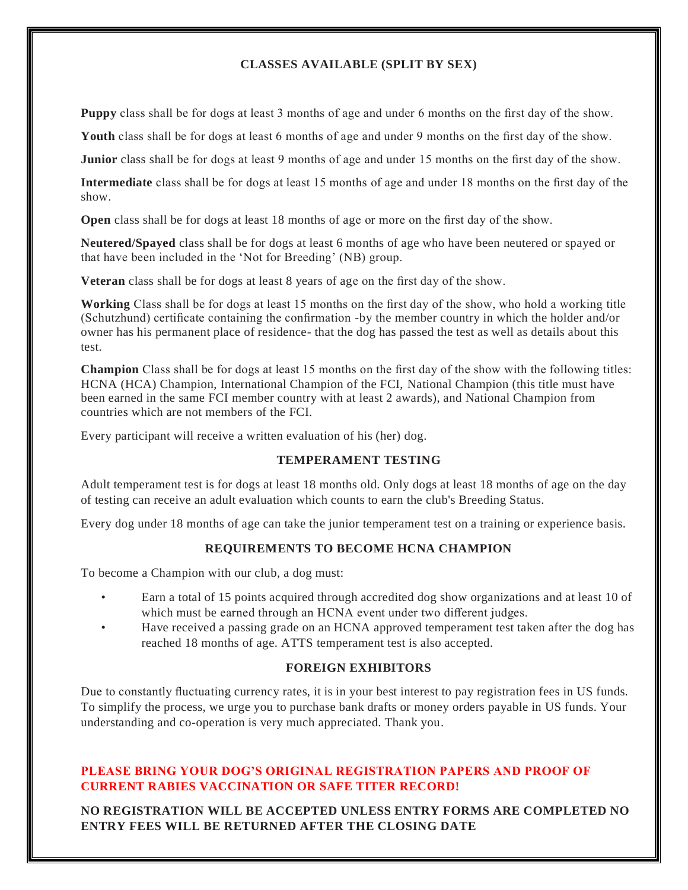## CLASSES AVAILABLE (SPLIT BY SEX)

**Puppy** class shall be for dogs at least 3 months of age and under 6 months on the first day of the show.

**Youth** class shall be for dogs at least 6 months of age and under 9 months on the first day of the show.

**Junior** class shall be for dogs at least 9 months of age and under 15 months on the first day of the show.

**Intermediate** class shall be for dogs at least 15 months of age and under 18 months on the first day of the show.

**Open** class shall be for dogs at least 18 months of age or more on the first day of the show.

**Neutered/Spayed** class shall be for dogs at least 6 months of age who have been neutered or spayed or that have been included in the 'Not for Breeding' (NB) group.

**Veteran** class shall be for dogs at least 8 years of age on the first day of the show.

**Working** Class shall be for dogs at least 15 months on the first day of the show, who hold a working title (Schutzhund) certificate containing the confirmation -by the member country in which the holder and/or owner has his permanent place of residence- that the dog has passed the test as well as details about this test.

**Champion** Class shall be for dogs at least 15 months on the first day of the show with the following titles: HCNA (HCA) Champion, International Champion of the FCI, National Champion (this title must have been earned in the same FCI member country with at least 2 awards), and National Champion from countries which are not members of the FCI.

Every participant will receive a written evaluation of his (her) dog.

## TEMPERAMENT TESTING

Adult temperament test is for dogs at least 18 months old. Only dogs at least 18 months of age on the day of testing can receive an adult evaluation which counts to earn the club's Breeding Status.

Every dog under 18 months of age can take the junior temperament test on a training or experience basis.

## REQUIREMENTS TO BECOME HCNA CHAMPION

To become a Champion with our club, a dog must:

- Earn a total of 15 points acquired through accredited dog show organizations and at least 10 of which must be earned through an HCNA event under two different judges.
- Have received a passing grade on an HCNA approved temperament test taken after the dog has reached 18 months of age. ATTS temperament test is also accepted.

## FOREIGN EXHIBITORS

Due to constantly fluctuating currency rates, it is in your best interest to pay registration fees in US funds. To simplify the process, we urge you to purchase bank drafts or money orders payable in US funds. Your understanding and co-operation is very much appreciated. Thank you.

**PLEASE BRING YOUR DOG'S ORIGINAL REGISTRATION PAPERS AND PROOF OF CURRENT RABIES VACCINATION OR SAFE TITER RECORD!**

**NO REGISTRATION WILL BE ACCEPTED UNLESS ENTRY FORMS ARE COMPLETED NO ENTRY FEES WILL BE RETURNED AFTER THE CLOSING DATE**